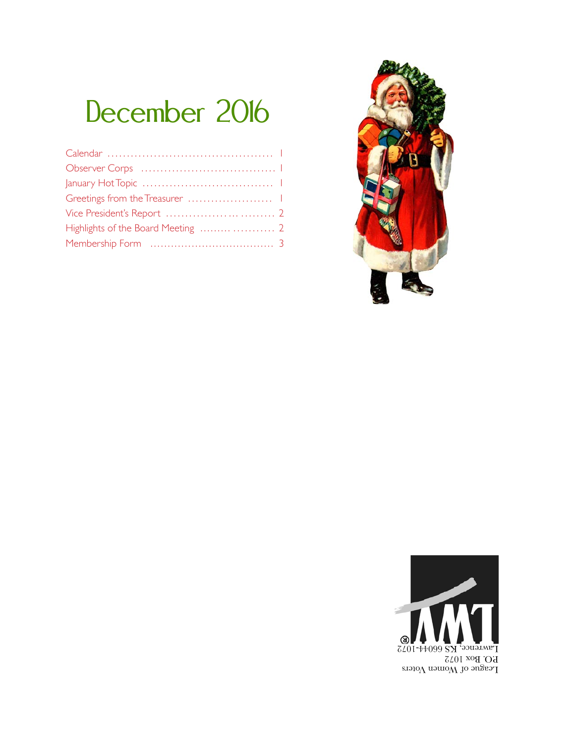# December 2016

| | |
|---|---|
| Calendar | 1 |
| Observer Corps | 1 |
| January Hot Topic | 1 |
| Greetings from the Treasurer | 1 |
| Vice President's Report | 2 |
| Highlights of the Board Meeting | 2 |
| Membership Form | 3 |

League of Women Voters
P.O. Box 1072
Lawrence, KS 66044-1072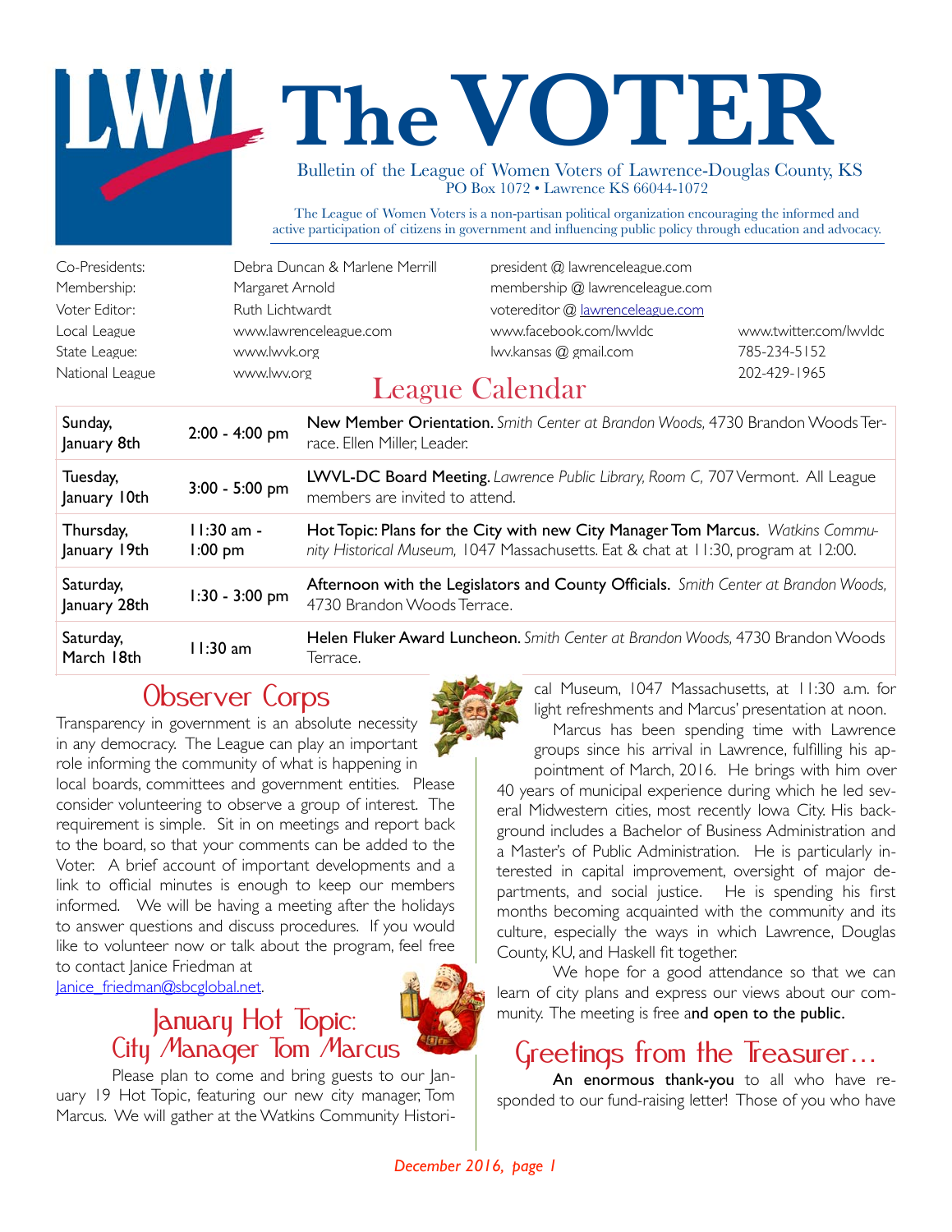# The VOTER

Bulletin of the League of Women Voters of Lawrence-Douglas County, KS
PO Box 1072 • Lawrence KS 66044-1072

The League of Women Voters is a non-partisan political organization encouraging the informed and active participation of citizens in government and influencing public policy through education and advocacy.

| | | | |
|---|---|---|---|
| Co-Presidents: | Debra Duncan & Marlene Merrill | president @ lawrenceleague.com | |
| Membership: | Margaret Arnold | membership @ lawrenceleague.com | |
| Voter Editor: | Ruth Lichtwardt | votereditor @ lawrenceleague.com | |
| Local League | www.lawrenceleague.com | www.facebook.com/lwvldc | www.twitter.com/lwvldc |
| State League: | www.lwvk.org | lwv.kansas @ gmail.com | 785-234-5152 |
| National League | www.lwv.org | | 202-429-1965 |

## League Calendar

| | | |
|---|---|---|
| Sunday, January 8th | 2:00 - 4:00 pm | **New Member Orientation.** *Smith Center at Brandon Woods,* 4730 Brandon Woods Terrace. Ellen Miller, Leader. |
| Tuesday, January 10th | 3:00 - 5:00 pm | **LWVL-DC Board Meeting.** *Lawrence Public Library, Room C,* 707 Vermont. All League members are invited to attend. |
| Thursday, January 19th | 11:30 am - 1:00 pm | **Hot Topic: Plans for the City with new City Manager Tom Marcus.** *Watkins Community Historical Museum,* 1047 Massachusetts. Eat & chat at 11:30, program at 12:00. |
| Saturday, January 28th | 1:30 - 3:00 pm | **Afternoon with the Legislators and County Officials.** *Smith Center at Brandon Woods,* 4730 Brandon Woods Terrace. |
| Saturday, March 18th | 11:30 am | **Helen Fluker Award Luncheon.** *Smith Center at Brandon Woods,* 4730 Brandon Woods Terrace. |

## Observer Corps

Transparency in government is an absolute necessity in any democracy. The League can play an important role informing the community of what is happening in local boards, committees and government entities. Please consider volunteering to observe a group of interest. The requirement is simple. Sit in on meetings and report back to the board, so that your comments can be added to the Voter. A brief account of important developments and a link to official minutes is enough to keep our members informed. We will be having a meeting after the holidays to answer questions and discuss procedures. If you would like to volunteer now or talk about the program, feel free to contact Janice Friedman at Janice_friedman@sbcglobal.net.

## January Hot Topic: City Manager Tom Marcus

Please plan to come and bring guests to our January 19 Hot Topic, featuring our new city manager, Tom Marcus. We will gather at the Watkins Community Historical Museum, 1047 Massachusetts, at 11:30 a.m. for light refreshments and Marcus' presentation at noon.

Marcus has been spending time with Lawrence groups since his arrival in Lawrence, fulfilling his appointment of March, 2016. He brings with him over 40 years of municipal experience during which he led several Midwestern cities, most recently Iowa City. His background includes a Bachelor of Business Administration and a Master's of Public Administration. He is particularly interested in capital improvement, oversight of major departments, and social justice. He is spending his first months becoming acquainted with the community and its culture, especially the ways in which Lawrence, Douglas County, KU, and Haskell fit together.

We hope for a good attendance so that we can learn of city plans and express our views about our community. The meeting is free and **open to the public.**

## Greetings from the Treasurer…

**An enormous thank-you** to all who have responded to our fund-raising letter! Those of you who have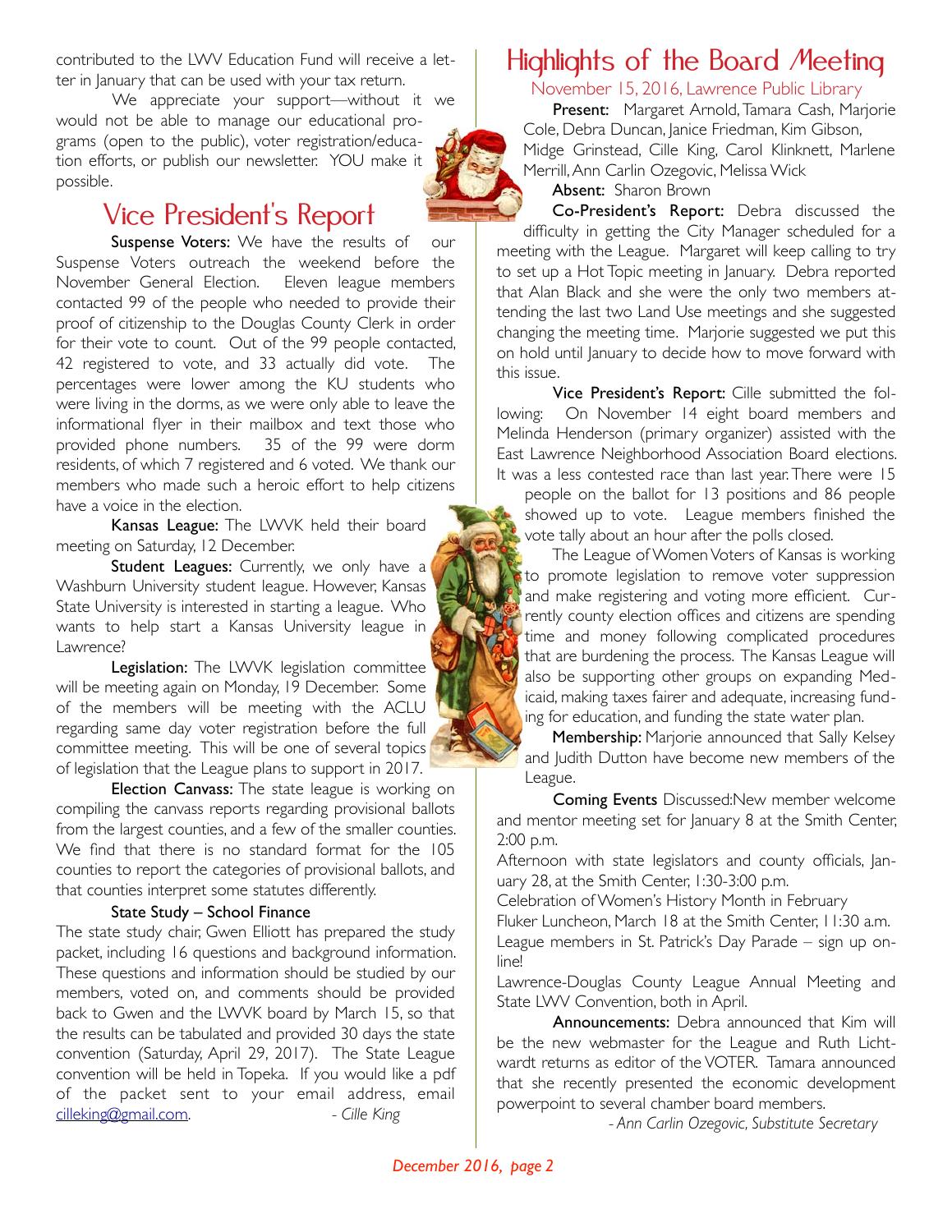contributed to the LWV Education Fund will receive a letter in January that can be used with your tax return.

We appreciate your support—without it we would not be able to manage our educational programs (open to the public), voter registration/education efforts, or publish our newsletter. YOU make it possible.

## Vice President's Report

**Suspense Voters:** We have the results of our Suspense Voters outreach the weekend before the November General Election. Eleven league members contacted 99 of the people who needed to provide their proof of citizenship to the Douglas County Clerk in order for their vote to count. Out of the 99 people contacted, 42 registered to vote, and 33 actually did vote. The percentages were lower among the KU students who were living in the dorms, as we were only able to leave the informational flyer in their mailbox and text those who provided phone numbers. 35 of the 99 were dorm residents, of which 7 registered and 6 voted. We thank our members who made such a heroic effort to help citizens have a voice in the election.

**Kansas League:** The LWVK held their board meeting on Saturday, 12 December.

**Student Leagues:** Currently, we only have a Washburn University student league. However, Kansas State University is interested in starting a league. Who wants to help start a Kansas University league in Lawrence?

**Legislation:** The LWVK legislation committee will be meeting again on Monday, 19 December. Some of the members will be meeting with the ACLU regarding same day voter registration before the full committee meeting. This will be one of several topics of legislation that the League plans to support in 2017.

**Election Canvass:** The state league is working on compiling the canvass reports regarding provisional ballots from the largest counties, and a few of the smaller counties. We find that there is no standard format for the 105 counties to report the categories of provisional ballots, and that counties interpret some statutes differently.

**State Study – School Finance**

The state study chair, Gwen Elliott has prepared the study packet, including 16 questions and background information. These questions and information should be studied by our members, voted on, and comments should be provided back to Gwen and the LWVK board by March 15, so that the results can be tabulated and provided 30 days the state convention (Saturday, April 29, 2017). The State League convention will be held in Topeka. If you would like a pdf of the packet sent to your email address, email cilleking@gmail.com. *- Cille King*

## Highlights of the Board Meeting

November 15, 2016, Lawrence Public Library

**Present:** Margaret Arnold, Tamara Cash, Marjorie Cole, Debra Duncan, Janice Friedman, Kim Gibson, Midge Grinstead, Cille King, Carol Klinknett, Marlene Merrill, Ann Carlin Ozegovic, Melissa Wick

**Absent:** Sharon Brown

**Co-President's Report:** Debra discussed the difficulty in getting the City Manager scheduled for a meeting with the League. Margaret will keep calling to try to set up a Hot Topic meeting in January. Debra reported that Alan Black and she were the only two members attending the last two Land Use meetings and she suggested changing the meeting time. Marjorie suggested we put this on hold until January to decide how to move forward with this issue.

**Vice President's Report:** Cille submitted the following: On November 14 eight board members and Melinda Henderson (primary organizer) assisted with the East Lawrence Neighborhood Association Board elections. It was a less contested race than last year. There were 15 people on the ballot for 13 positions and 86 people showed up to vote. League members finished the vote tally about an hour after the polls closed.

The League of Women Voters of Kansas is working to promote legislation to remove voter suppression and make registering and voting more efficient. Currently county election offices and citizens are spending time and money following complicated procedures that are burdening the process. The Kansas League will also be supporting other groups on expanding Medicaid, making taxes fairer and adequate, increasing funding for education, and funding the state water plan.

**Membership:** Marjorie announced that Sally Kelsey and Judith Dutton have become new members of the League.

**Coming Events** Discussed: New member welcome and mentor meeting set for January 8 at the Smith Center, 2:00 p.m.

Afternoon with state legislators and county officials, January 28, at the Smith Center, 1:30-3:00 p.m.

Celebration of Women's History Month in February

Fluker Luncheon, March 18 at the Smith Center, 11:30 a.m.

League members in St. Patrick's Day Parade – sign up online!

Lawrence-Douglas County League Annual Meeting and State LWV Convention, both in April.

**Announcements:** Debra announced that Kim will be the new webmaster for the League and Ruth Lichtwardt returns as editor of the VOTER. Tamara announced that she recently presented the economic development powerpoint to several chamber board members.

*- Ann Carlin Ozegovic, Substitute Secretary*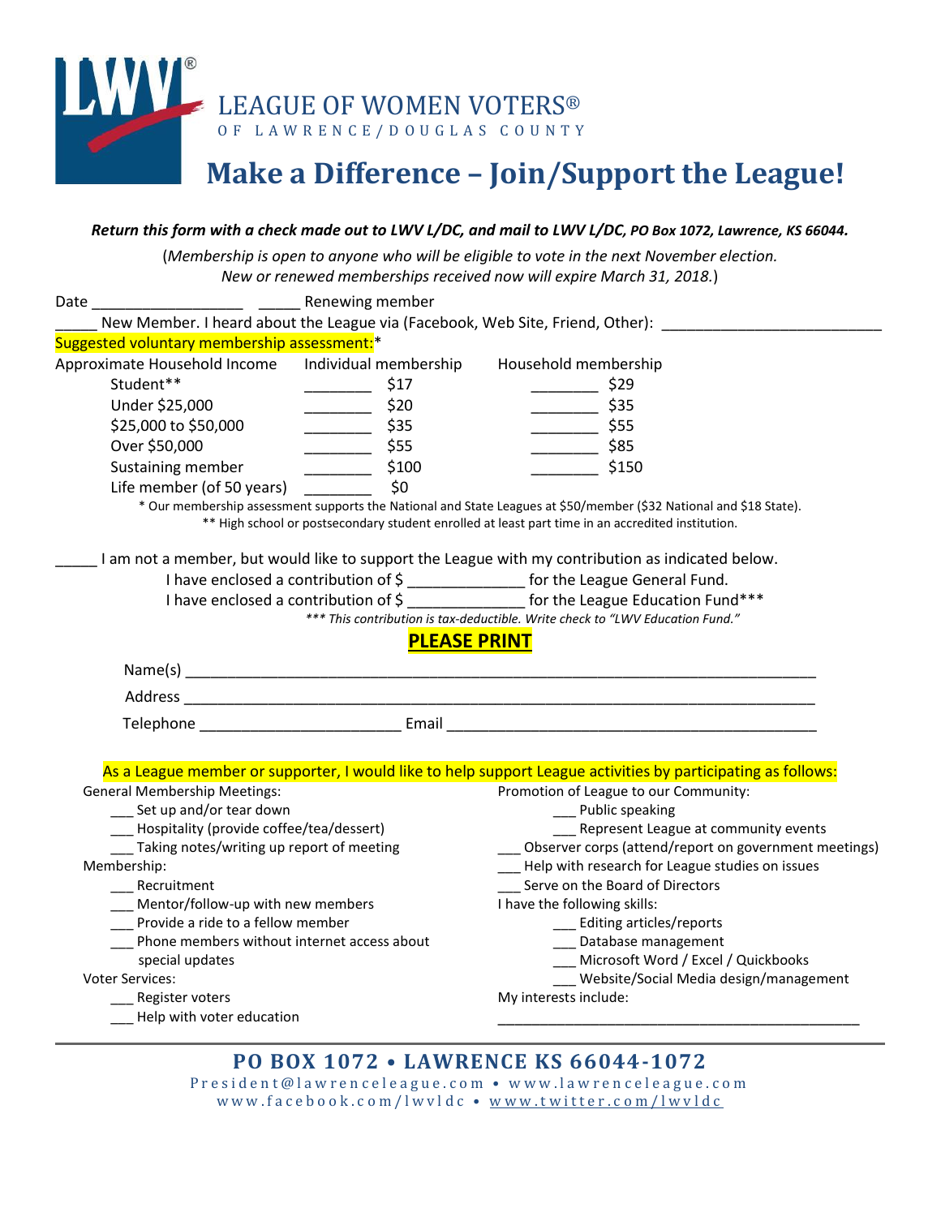LWV®

LEAGUE OF WOMEN VOTERS®

OF LAWRENCE/DOUGLAS COUNTY

# Make a Difference – Join/Support the League!

***Return this form with a check made out to LWV L/DC, and mail to LWV L/DC, PO Box 1072, Lawrence, KS 66044.***

(*Membership is open to anyone who will be eligible to vote in the next November election. New or renewed memberships received now will expire March 31, 2018.*)

Date ________________ _____ Renewing member

_____ New Member. I heard about the League via (Facebook, Web Site, Friend, Other): ______________________

Suggested voluntary membership assessment:*

| Approximate Household Income | Individual membership | Household membership |
|---|---|---|
| Student** | ________ $17 | ________ $29 |
| Under $25,000 | ________ $20 | ________ $35 |
| $25,000 to $50,000 | ________ $35 | ________ $55 |
| Over $50,000 | ________ $55 | ________ $85 |
| Sustaining member | ________ $100 | ________ $150 |
| Life member (of 50 years) | ________ $0 | |

* Our membership assessment supports the National and State Leagues at $50/member ($32 National and $18 State).

** High school or postsecondary student enrolled at least part time in an accredited institution.

_____ I am not a member, but would like to support the League with my contribution as indicated below.

I have enclosed a contribution of $ ____________ for the League General Fund.

I have enclosed a contribution of $ ____________ for the League Education Fund***

*** This contribution is tax-deductible. Write check to "LWV Education Fund."*

**PLEASE PRINT**

Name(s) ____________________________________________________________

Address ____________________________________________________________

Telephone ____________________ Email ____________________________________

As a League member or supporter, I would like to help support League activities by participating as follows:

General Membership Meetings:
- ___ Set up and/or tear down
- ___ Hospitality (provide coffee/tea/dessert)
- ___ Taking notes/writing up report of meeting

Membership:
- ___ Recruitment
- ___ Mentor/follow-up with new members
- ___ Provide a ride to a fellow member
- ___ Phone members without internet access about special updates

Voter Services:
- ___ Register voters
- ___ Help with voter education

Promotion of League to our Community:
- ___ Public speaking
- ___ Represent League at community events

___ Observer corps (attend/report on government meetings)

___ Help with research for League studies on issues

___ Serve on the Board of Directors

I have the following skills:
- ___ Editing articles/reports
- ___ Database management
- ___ Microsoft Word / Excel / Quickbooks
- ___ Website/Social Media design/management

My interests include:

________________________________________________

**PO BOX 1072 • LAWRENCE KS 66044-1072**

President@lawrenceleague.com • www.lawrenceleague.com

www.facebook.com/lwvldc • www.twitter.com/lwvldc